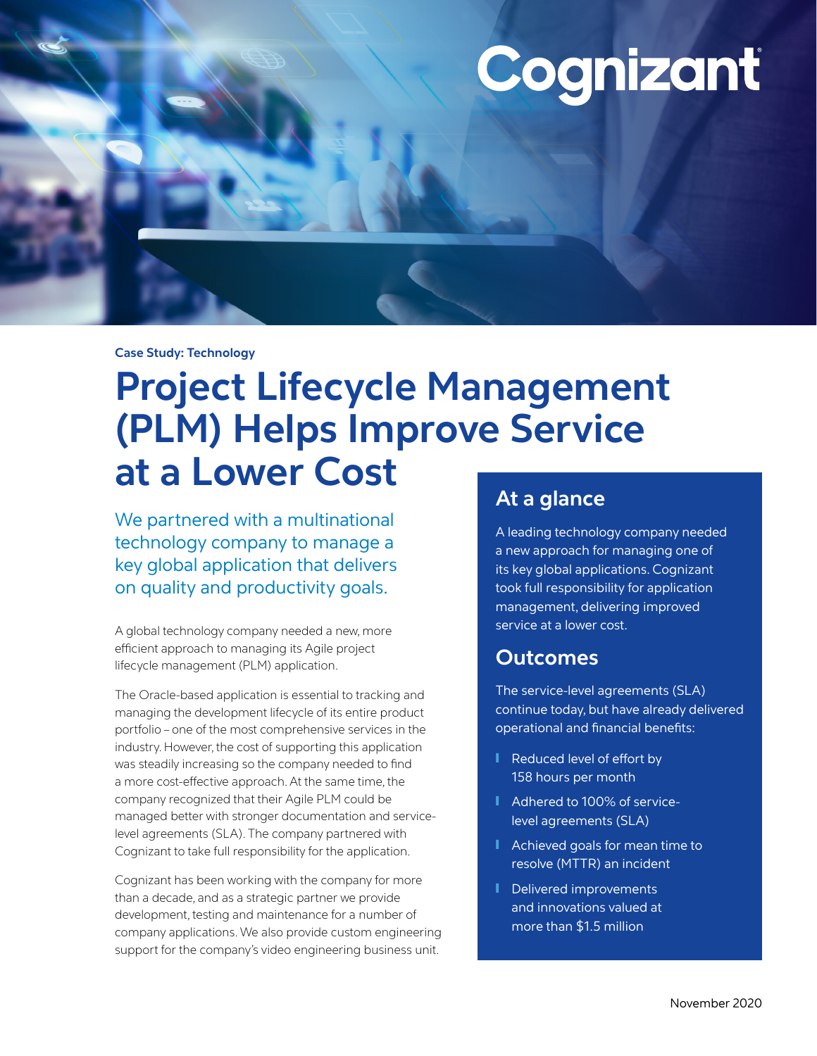Case Study: Technology

# Project Lifecycle Management (PLM) Helps Improve Service at a Lower Cost

We partnered with a multinational technology company to manage a key global application that delivers on quality and productivity goals.

A global technology company needed a new, more efficient approach to managing its Agile project lifecycle management (PLM) application.

The Oracle-based application is essential to tracking and managing the development lifecycle of its entire product portfolio – one of the most comprehensive services in the industry. However, the cost of supporting this application was steadily increasing so the company needed to find a more cost-effective approach. At the same time, the company recognized that their Agile PLM could be managed better with stronger documentation and service-level agreements (SLA). The company partnered with Cognizant to take full responsibility for the application.

Cognizant has been working with the company for more than a decade, and as a strategic partner we provide development, testing and maintenance for a number of company applications. We also provide custom engineering support for the company's video engineering business unit.

## At a glance

A leading technology company needed a new approach for managing one of its key global applications. Cognizant took full responsibility for application management, delivering improved service at a lower cost.

## Outcomes

The service-level agreements (SLA) continue today, but have already delivered operational and financial benefits:

- Reduced level of effort by 158 hours per month
- Adhered to 100% of service-level agreements (SLA)
- Achieved goals for mean time to resolve (MTTR) an incident
- Delivered improvements and innovations valued at more than $1.5 million

November 2020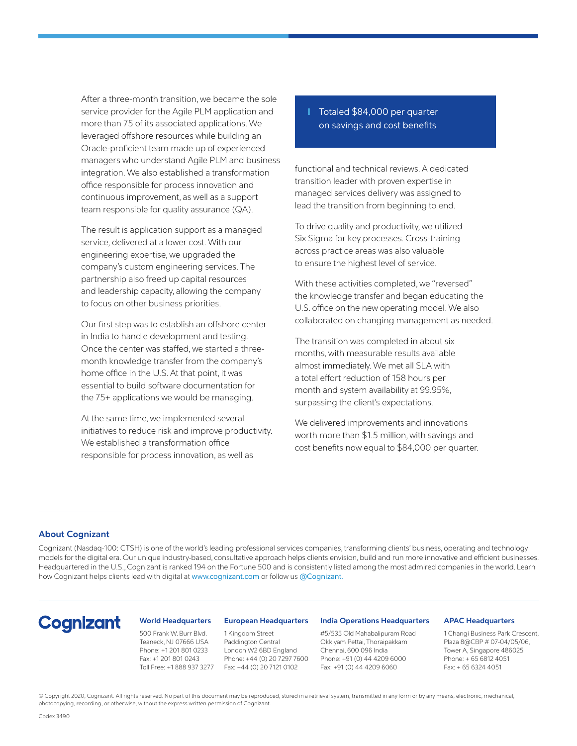After a three-month transition, we became the sole service provider for the Agile PLM application and more than 75 of its associated applications. We leveraged offshore resources while building an Oracle-proficient team made up of experienced managers who understand Agile PLM and business integration. We also established a transformation office responsible for process innovation and continuous improvement, as well as a support team responsible for quality assurance (QA).

The result is application support as a managed service, delivered at a lower cost. With our engineering expertise, we upgraded the company's custom engineering services. The partnership also freed up capital resources and leadership capacity, allowing the company to focus on other business priorities.

Our first step was to establish an offshore center in India to handle development and testing. Once the center was staffed, we started a three-month knowledge transfer from the company's home office in the U.S. At that point, it was essential to build software documentation for the 75+ applications we would be managing.

At the same time, we implemented several initiatives to reduce risk and improve productivity. We established a transformation office responsible for process innovation, as well as functional and technical reviews. A dedicated transition leader with proven expertise in managed services delivery was assigned to lead the transition from beginning to end.

> Totaled $84,000 per quarter on savings and cost benefits

To drive quality and productivity, we utilized Six Sigma for key processes. Cross-training across practice areas was also valuable to ensure the highest level of service.

With these activities completed, we "reversed" the knowledge transfer and began educating the U.S. office on the new operating model. We also collaborated on changing management as needed.

The transition was completed in about six months, with measurable results available almost immediately. We met all SLA with a total effort reduction of 158 hours per month and system availability at 99.95%, surpassing the client's expectations.

We delivered improvements and innovations worth more than $1.5 million, with savings and cost benefits now equal to $84,000 per quarter.

## About Cognizant

Cognizant (Nasdaq-100: CTSH) is one of the world's leading professional services companies, transforming clients' business, operating and technology models for the digital era. Our unique industry-based, consultative approach helps clients envision, build and run more innovative and efficient businesses. Headquartered in the U.S., Cognizant is ranked 194 on the Fortune 500 and is consistently listed among the most admired companies in the world. Learn how Cognizant helps clients lead with digital at www.cognizant.com or follow us @Cognizant.

**Cognizant**

**World Headquarters**
500 Frank W. Burr Blvd.
Teaneck, NJ 07666 USA
Phone: +1 201 801 0233
Fax: +1 201 801 0243
Toll Free: +1 888 937 3277

**European Headquarters**
1 Kingdom Street
Paddington Central
London W2 6BD England
Phone: +44 (0) 20 7297 7600
Fax: +44 (0) 20 7121 0102

**India Operations Headquarters**
#5/535 Old Mahabalipuram Road
Okkiyam Pettai, Thoraipakkam
Chennai, 600 096 India
Phone: +91 (0) 44 4209 6000
Fax: +91 (0) 44 4209 6060

**APAC Headquarters**
1 Changi Business Park Crescent,
Plaza 8@CBP # 07-04/05/06,
Tower A, Singapore 486025
Phone: + 65 6812 4051
Fax: + 65 6324 4051

© Copyright 2020, Cognizant. All rights reserved. No part of this document may be reproduced, stored in a retrieval system, transmitted in any form or by any means, electronic, mechanical, photocopying, recording, or otherwise, without the express written permission of Cognizant.

Codex 3490